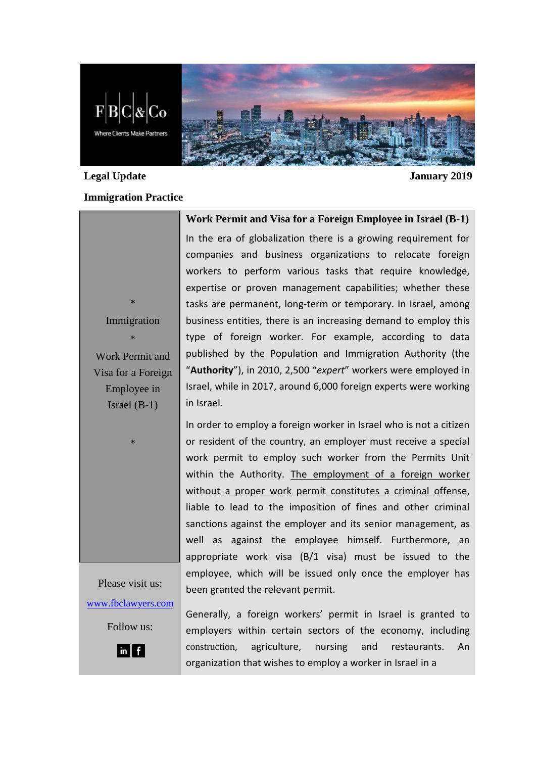FBC & Co

Where Clients Make Partners

**Legal Update** **January 2019**

**Immigration Practice**

*

Immigration

*

Work Permit and Visa for a Foreign Employee in Israel (B-1)

*

Please visit us:

www.fbclawyers.com

Follow us:

## Work Permit and Visa for a Foreign Employee in Israel (B-1)

In the era of globalization there is a growing requirement for companies and business organizations to relocate foreign workers to perform various tasks that require knowledge, expertise or proven management capabilities; whether these tasks are permanent, long-term or temporary. In Israel, among business entities, there is an increasing demand to employ this type of foreign worker. For example, according to data published by the Population and Immigration Authority (the "**Authority**"), in 2010, 2,500 "*expert*" workers were employed in Israel, while in 2017, around 6,000 foreign experts were working in Israel.

In order to employ a foreign worker in Israel who is not a citizen or resident of the country, an employer must receive a special work permit to employ such worker from the Permits Unit within the Authority. The employment of a foreign worker without a proper work permit constitutes a criminal offense, liable to lead to the imposition of fines and other criminal sanctions against the employer and its senior management, as well as against the employee himself. Furthermore, an appropriate work visa (B/1 visa) must be issued to the employee, which will be issued only once the employer has been granted the relevant permit.

Generally, a foreign workers' permit in Israel is granted to employers within certain sectors of the economy, including construction, agriculture, nursing and restaurants. An organization that wishes to employ a worker in Israel in a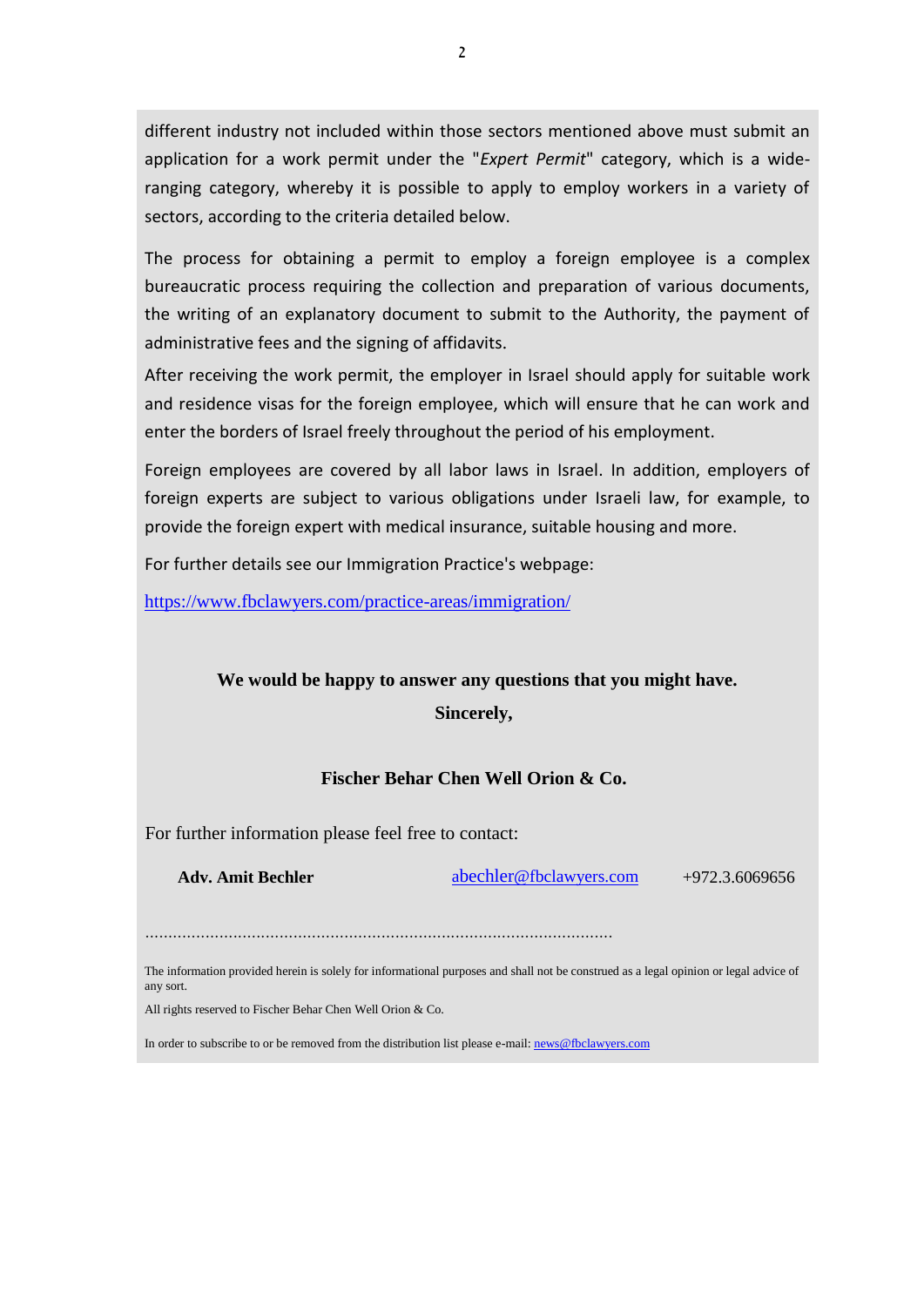different industry not included within those sectors mentioned above must submit an application for a work permit under the "*Expert Permit*" category, which is a wide-ranging category, whereby it is possible to apply to employ workers in a variety of sectors, according to the criteria detailed below.

The process for obtaining a permit to employ a foreign employee is a complex bureaucratic process requiring the collection and preparation of various documents, the writing of an explanatory document to submit to the Authority, the payment of administrative fees and the signing of affidavits.

After receiving the work permit, the employer in Israel should apply for suitable work and residence visas for the foreign employee, which will ensure that he can work and enter the borders of Israel freely throughout the period of his employment.

Foreign employees are covered by all labor laws in Israel. In addition, employers of foreign experts are subject to various obligations under Israeli law, for example, to provide the foreign expert with medical insurance, suitable housing and more.

For further details see our Immigration Practice's webpage:

https://www.fbclawyers.com/practice-areas/immigration/

**We would be happy to answer any questions that you might have.**

**Sincerely,**

**Fischer Behar Chen Well Orion & Co.**

For further information please feel free to contact:

| | | |
|---|---|---|
| **Adv. Amit Bechler** | abechler@fbclawyers.com | +972.3.6069656 |

.................................................................................................

The information provided herein is solely for informational purposes and shall not be construed as a legal opinion or legal advice of any sort.

All rights reserved to Fischer Behar Chen Well Orion & Co.

In order to subscribe to or be removed from the distribution list please e-mail: news@fbclawyers.com